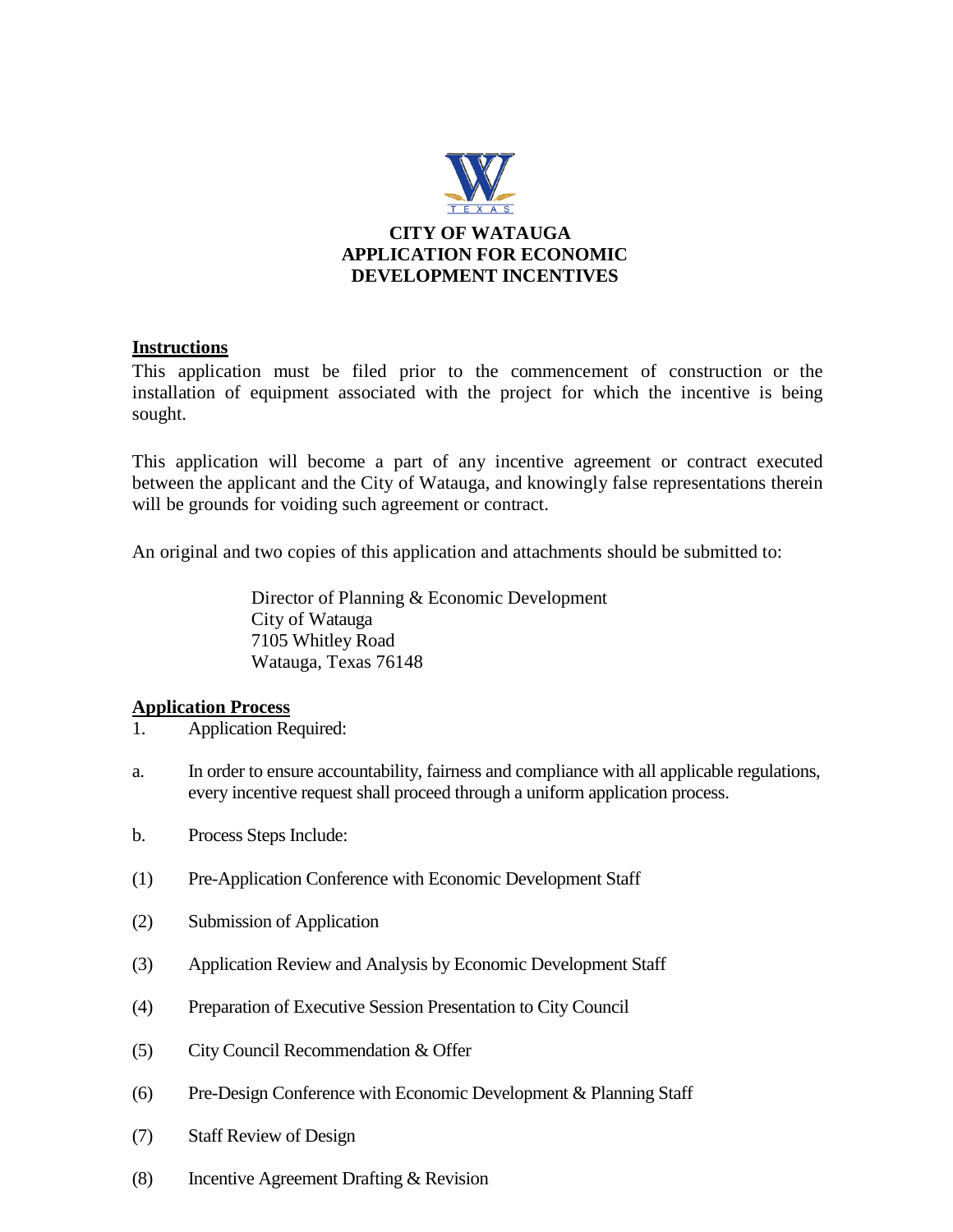# CITY OF WATAUGA
# APPLICATION FOR ECONOMIC DEVELOPMENT INCENTIVES

## Instructions

This application must be filed prior to the commencement of construction or the installation of equipment associated with the project for which the incentive is being sought.

This application will become a part of any incentive agreement or contract executed between the applicant and the City of Watauga, and knowingly false representations therein will be grounds for voiding such agreement or contract.

An original and two copies of this application and attachments should be submitted to:

> Director of Planning & Economic Development
> City of Watauga
> 7105 Whitley Road
> Watauga, Texas 76148

## Application Process

1. Application Required:

a. In order to ensure accountability, fairness and compliance with all applicable regulations, every incentive request shall proceed through a uniform application process.

b. Process Steps Include:

(1) Pre-Application Conference with Economic Development Staff

(2) Submission of Application

(3) Application Review and Analysis by Economic Development Staff

(4) Preparation of Executive Session Presentation to City Council

(5) City Council Recommendation & Offer

(6) Pre-Design Conference with Economic Development & Planning Staff

(7) Staff Review of Design

(8) Incentive Agreement Drafting & Revision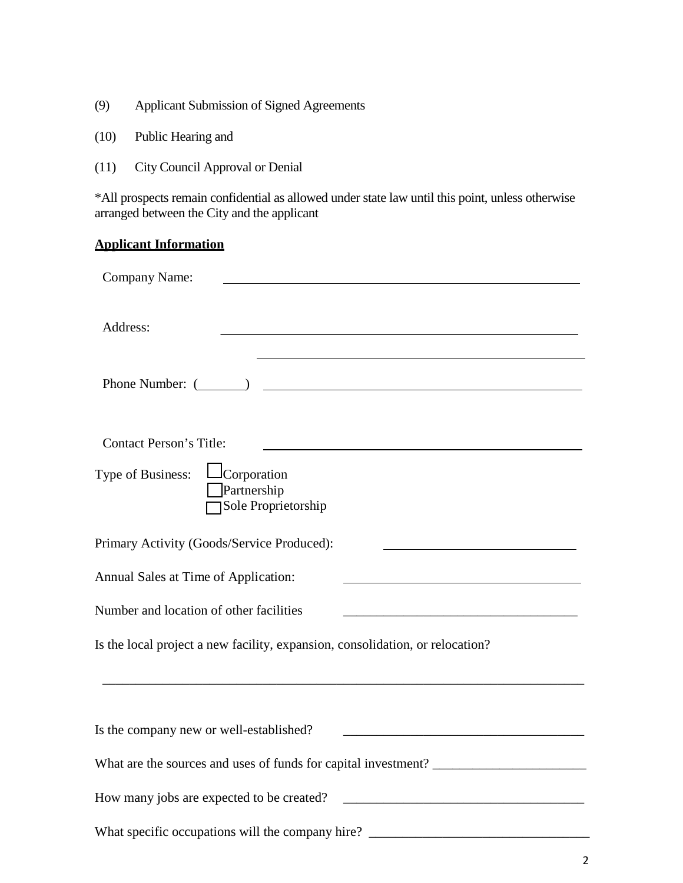(9) Applicant Submission of Signed Agreements

(10) Public Hearing and

(11) City Council Approval or Denial

*All prospects remain confidential as allowed under state law until this point, unless otherwise arranged between the City and the applicant

**Applicant Information**

Company Name: ______________________________________________

Address: ______________________________________________

______________________________________________

Phone Number: (\_\_\_\_\_\_\_) ______________________________________________

Contact Person's Title: ______________________________________________

Type of Business:
- ☐ Corporation
- ☐ Partnership
- ☐ Sole Proprietorship

Primary Activity (Goods/Service Produced): ______________________________

Annual Sales at Time of Application: ______________________________

Number and location of other facilities ______________________________

Is the local project a new facility, expansion, consolidation, or relocation?

______________________________________________________________________

Is the company new or well-established? ______________________________

What are the sources and uses of funds for capital investment? ______________________

How many jobs are expected to be created? ______________________________

What specific occupations will the company hire? ______________________________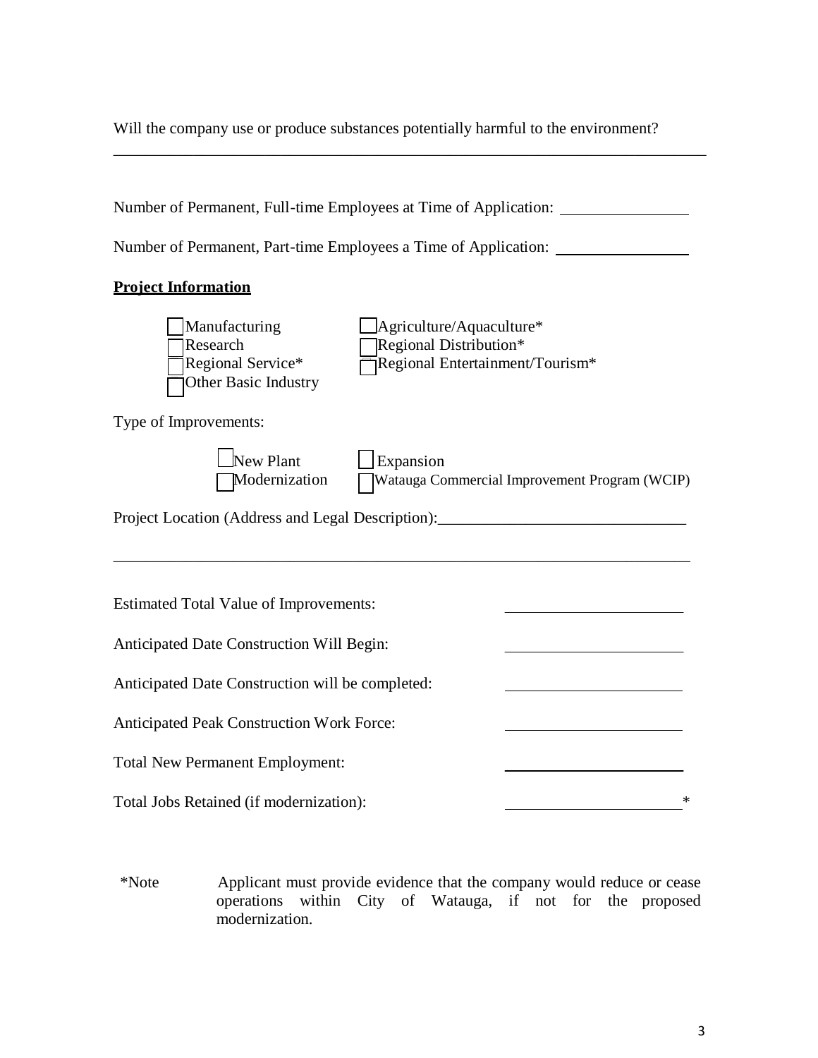Will the company use or produce substances potentially harmful to the environment?

______________________________________________________________________________

Number of Permanent, Full-time Employees at Time of Application: ________________

Number of Permanent, Part-time Employees a Time of Application: ________________

**Project Information**

- ☐ Manufacturing
- ☐ Research
- ☐ Regional Service*
- ☐ Other Basic Industry
- ☐ Agriculture/Aquaculture*
- ☐ Regional Distribution*
- ☐ Regional Entertainment/Tourism*

Type of Improvements:

- ☐ New Plant
- ☐ Modernization
- ☐ Expansion
- ☐ Watauga Commercial Improvement Program (WCIP)

Project Location (Address and Legal Description):_______________________________

______________________________________________________________________________

Estimated Total Value of Improvements: ______________________

Anticipated Date Construction Will Begin: ______________________

Anticipated Date Construction will be completed: ______________________

Anticipated Peak Construction Work Force: ______________________

Total New Permanent Employment: ______________________

Total Jobs Retained (if modernization): ______________________*

*Note Applicant must provide evidence that the company would reduce or cease operations within City of Watauga, if not for the proposed modernization.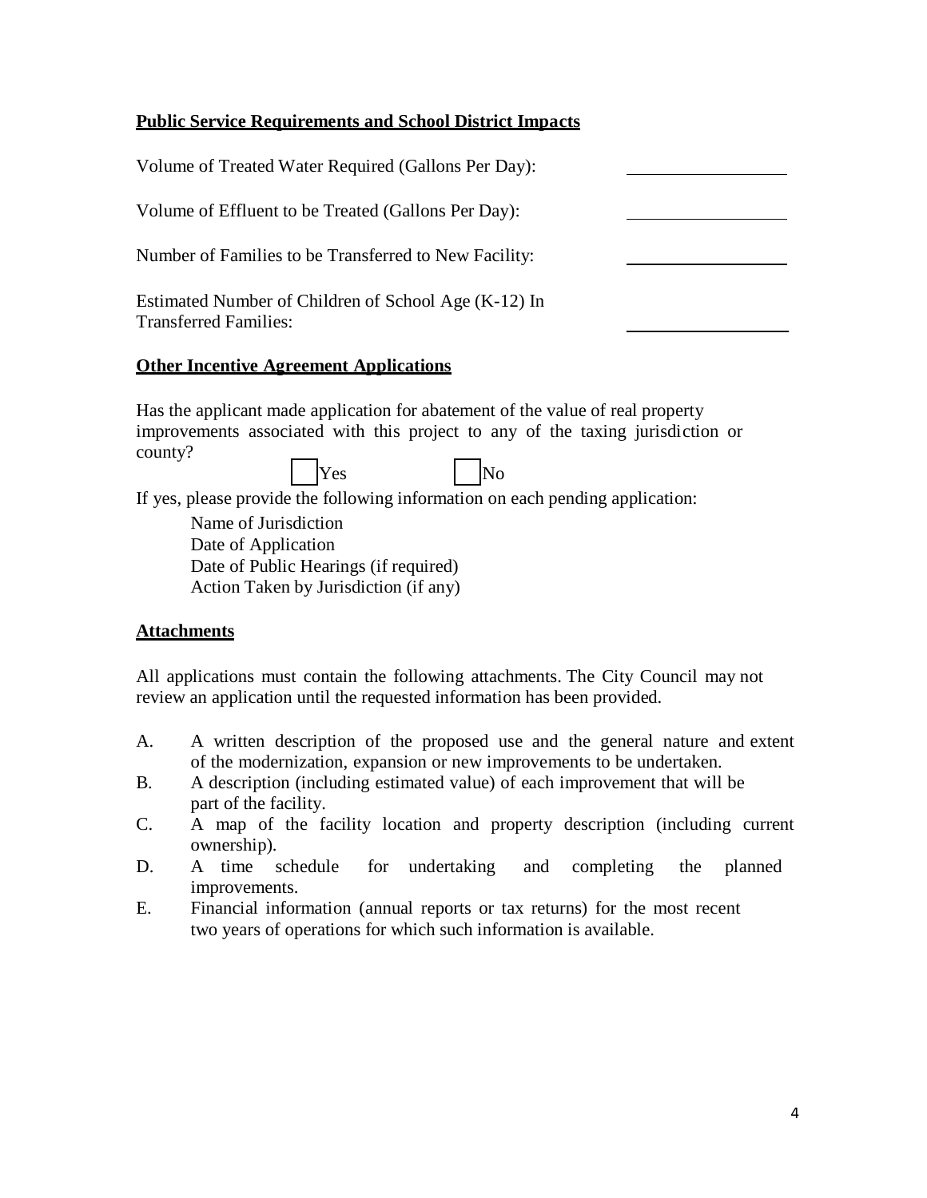**Public Service Requirements and School District Impacts**

Volume of Treated Water Required (Gallons Per Day): ____________________

Volume of Effluent to be Treated (Gallons Per Day): ____________________

Number of Families to be Transferred to New Facility: ____________________

Estimated Number of Children of School Age (K-12) In Transferred Families: ____________________

**Other Incentive Agreement Applications**

Has the applicant made application for abatement of the value of real property improvements associated with this project to any of the taxing jurisdiction or county?

☐ Yes ☐ No

If yes, please provide the following information on each pending application:

Name of Jurisdiction
Date of Application
Date of Public Hearings (if required)
Action Taken by Jurisdiction (if any)

**Attachments**

All applications must contain the following attachments. The City Council may not review an application until the requested information has been provided.

A. A written description of the proposed use and the general nature and extent of the modernization, expansion or new improvements to be undertaken.
B. A description (including estimated value) of each improvement that will be part of the facility.
C. A map of the facility location and property description (including current ownership).
D. A time schedule for undertaking and completing the planned improvements.
E. Financial information (annual reports or tax returns) for the most recent two years of operations for which such information is available.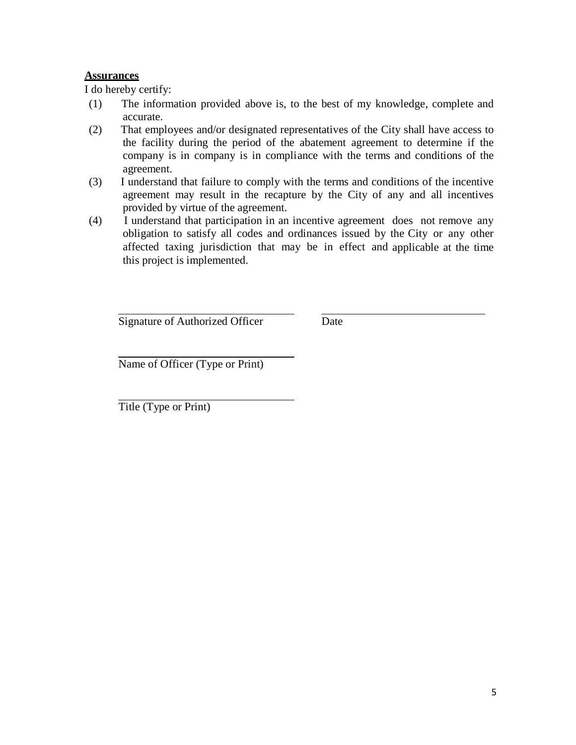**Assurances**

I do hereby certify:

(1) The information provided above is, to the best of my knowledge, complete and accurate.

(2) That employees and/or designated representatives of the City shall have access to the facility during the period of the abatement agreement to determine if the company is in company is in compliance with the terms and conditions of the agreement.

(3) I understand that failure to comply with the terms and conditions of the incentive agreement may result in the recapture by the City of any and all incentives provided by virtue of the agreement.

(4) I understand that participation in an incentive agreement does not remove any obligation to satisfy all codes and ordinances issued by the City or any other affected taxing jurisdiction that may be in effect and applicable at the time this project is implemented.

\_\_\_\_\_\_\_\_\_\_\_\_\_\_\_\_\_\_\_\_\_\_\_\_\_\_\_\_\_\_ \_\_\_\_\_\_\_\_\_\_\_\_\_\_\_\_\_\_\_\_\_\_\_\_\_\_\_\_\_\_

Signature of Authorized Officer Date

\_\_\_\_\_\_\_\_\_\_\_\_\_\_\_\_\_\_\_\_\_\_\_\_\_\_\_\_\_\_

Name of Officer (Type or Print)

\_\_\_\_\_\_\_\_\_\_\_\_\_\_\_\_\_\_\_\_\_\_\_\_\_\_\_\_\_\_

Title (Type or Print)